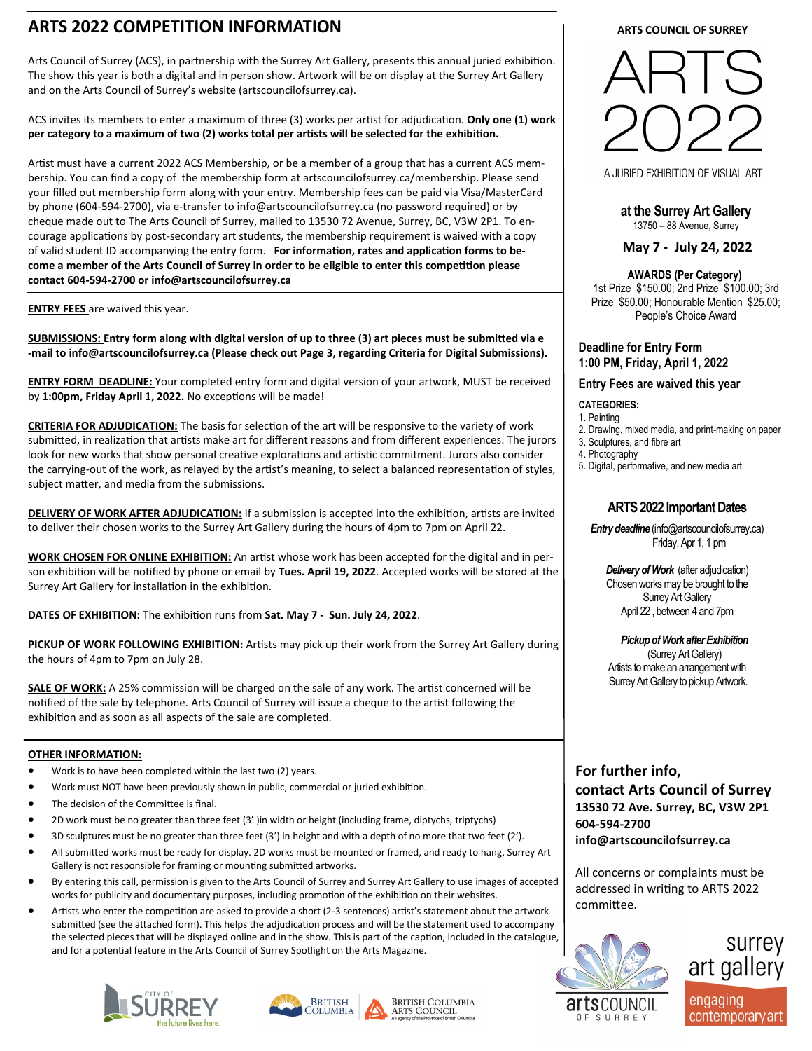# ARTS 2022 COMPETITION INFORMATION

Arts Council of Surrey (ACS), in partnership with the Surrey Art Gallery, presents this annual juried exhibition. The show this year is both a digital and in person show. Artwork will be on display at the Surrey Art Gallery and on the Arts Council of Surrey's website (artscouncilofsurrey.ca).

ACS invites its members to enter a maximum of three (3) works per artist for adjudication. **Only one (1) work per category to a maximum of two (2) works total per artists will be selected for the exhibition.**

Artist must have a current 2022 ACS Membership, or be a member of a group that has a current ACS membership. You can find a copy of the membership form at artscouncilofsurrey.ca/membership. Please send your filled out membership form along with your entry. Membership fees can be paid via Visa/MasterCard by phone (604-594-2700), via e-transfer to info@artscouncilofsurrey.ca (no password required) or by cheque made out to The Arts Council of Surrey, mailed to 13530 72 Avenue, Surrey, BC, V3W 2P1. To encourage applications by post-secondary art students, the membership requirement is waived with a copy of valid student ID accompanying the entry form. **For information, rates and application forms to become a member of the Arts Council of Surrey in order to be eligible to enter this competition please contact 604-594-2700 or info@artscouncilofsurrey.ca**

**ENTRY FEES** are waived this year.

**SUBMISSIONS: Entry form along with digital version of up to three (3) art pieces must be submitted via e-mail to info@artscouncilofsurrey.ca (Please check out Page 3, regarding Criteria for Digital Submissions).**

**ENTRY FORM DEADLINE:** Your completed entry form and digital version of your artwork, MUST be received by **1:00pm, Friday April 1, 2022.** No exceptions will be made!

**CRITERIA FOR ADJUDICATION:** The basis for selection of the art will be responsive to the variety of work submitted, in realization that artists make art for different reasons and from different experiences. The jurors look for new works that show personal creative explorations and artistic commitment. Jurors also consider the carrying-out of the work, as relayed by the artist's meaning, to select a balanced representation of styles, subject matter, and media from the submissions.

**DELIVERY OF WORK AFTER ADJUDICATION:** If a submission is accepted into the exhibition, artists are invited to deliver their chosen works to the Surrey Art Gallery during the hours of 4pm to 7pm on April 22.

**WORK CHOSEN FOR ONLINE EXHIBITION:** An artist whose work has been accepted for the digital and in person exhibition will be notified by phone or email by **Tues. April 19, 2022**. Accepted works will be stored at the Surrey Art Gallery for installation in the exhibition.

**DATES OF EXHIBITION:** The exhibition runs from **Sat. May 7 - Sun. July 24, 2022**.

**PICKUP OF WORK FOLLOWING EXHIBITION:** Artists may pick up their work from the Surrey Art Gallery during the hours of 4pm to 7pm on July 28.

**SALE OF WORK:** A 25% commission will be charged on the sale of any work. The artist concerned will be notified of the sale by telephone. Arts Council of Surrey will issue a cheque to the artist following the exhibition and as soon as all aspects of the sale are completed.

**OTHER INFORMATION:**

- Work is to have been completed within the last two (2) years.
- Work must NOT have been previously shown in public, commercial or juried exhibition.
- The decision of the Committee is final.
- 2D work must be no greater than three feet (3' )in width or height (including frame, diptychs, triptychs)
- 3D sculptures must be no greater than three feet (3') in height and with a depth of no more that two feet (2').
- All submitted works must be ready for display. 2D works must be mounted or framed, and ready to hang. Surrey Art Gallery is not responsible for framing or mounting submitted artworks.
- By entering this call, permission is given to the Arts Council of Surrey and Surrey Art Gallery to use images of accepted works for publicity and documentary purposes, including promotion of the exhibition on their websites.
- Artists who enter the competition are asked to provide a short (2-3 sentences) artist's statement about the artwork submitted (see the attached form). This helps the adjudication process and will be the statement used to accompany the selected pieces that will be displayed online and in the show. This is part of the caption, included in the catalogue, and for a potential feature in the Arts Council of Surrey Spotlight on the Arts Magazine.

---

**ARTS COUNCIL OF SURREY**

# ARTS 2022

A JURIED EXHIBITION OF VISUAL ART

**at the Surrey Art Gallery**
13750 – 88 Avenue, Surrey

**May 7 - July 24, 2022**

**AWARDS (Per Category)**
1st Prize $150.00; 2nd Prize $100.00; 3rd Prize $50.00; Honourable Mention $25.00; People's Choice Award

**Deadline for Entry Form**
**1:00 PM, Friday, April 1, 2022**

**Entry Fees are waived this year**

**CATEGORIES:**
1. Painting
2. Drawing, mixed media, and print-making on paper
3. Sculptures, and fibre art
4. Photography
5. Digital, performative, and new media art

## ARTS 2022 Important Dates

***Entry deadline*** (info@artscouncilofsurrey.ca)
Friday, Apr 1, 1 pm

***Delivery of Work*** (after adjudication)
Chosen works may be brought to the Surrey Art Gallery
April 22 , between 4 and 7pm

***Pickup of Work after Exhibition***
(Surrey Art Gallery)
Artists to make an arrangement with Surrey Art Gallery to pickup Artwork.

**For further info,**
**contact Arts Council of Surrey**
**13530 72 Ave. Surrey, BC, V3W 2P1**
**604-594-2700**
**info@artscouncilofsurrey.ca**

All concerns or complaints must be addressed in writing to ARTS 2022 committee.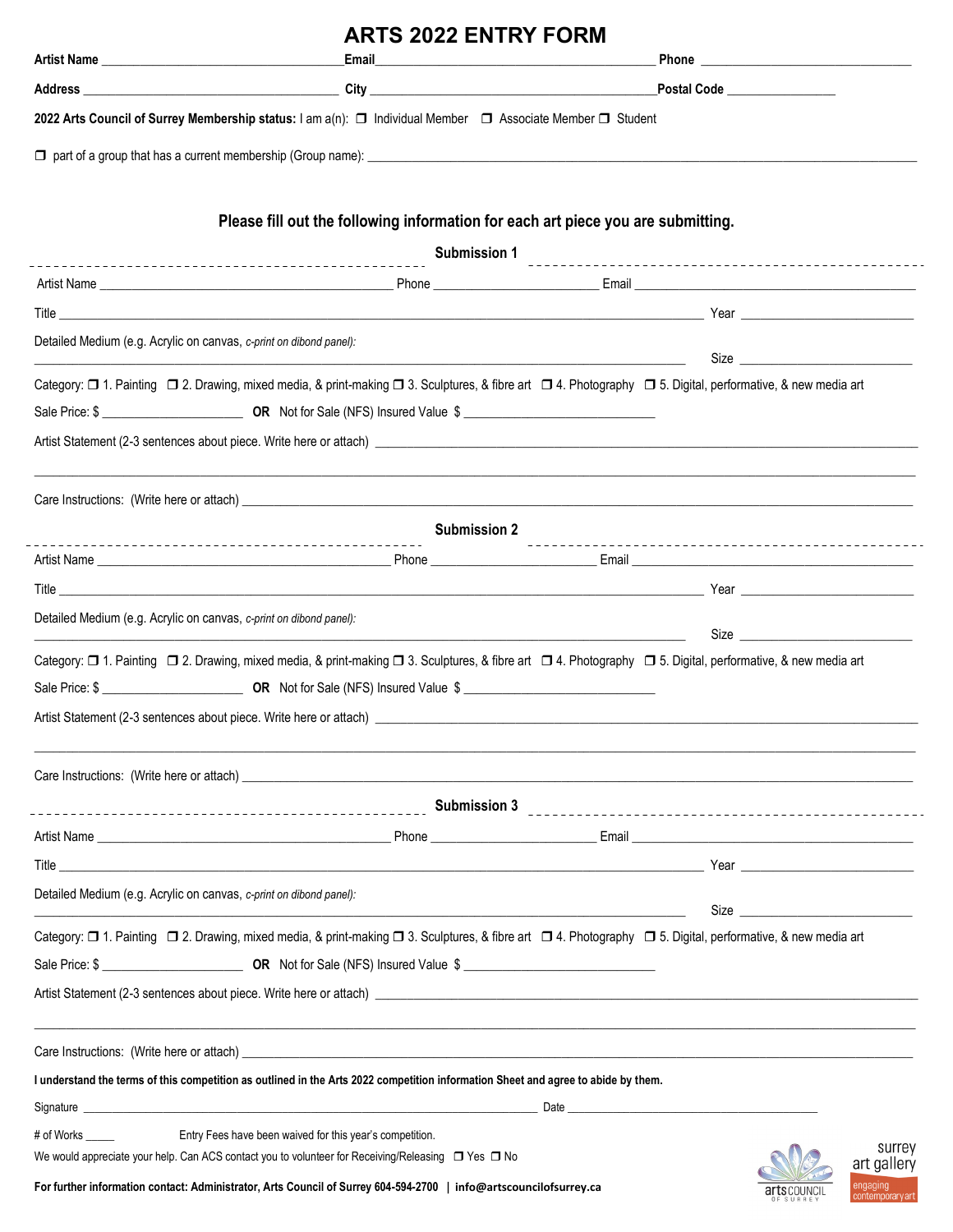# ARTS 2022 ENTRY FORM

**Artist Name** ______________________ **Email** ______________________ **Phone** ______________________

**Address** ______________________ **City** ______________________ **Postal Code** ______________

**2022 Arts Council of Surrey Membership status:** I am a(n): ❒ Individual Member ❒ Associate Member ❒ Student

❒ part of a group that has a current membership (Group name): ______________________

### Please fill out the following information for each art piece you are submitting.

#### Submission 1

Artist Name ______________________ Phone ______________ Email ______________________

Title ______________________ Year ______________

Detailed Medium (e.g. Acrylic on canvas, *c-print on dibond panel):*

______________________ Size ______________

Category: ❒ 1. Painting ❒ 2. Drawing, mixed media, & print-making ❒ 3. Sculptures, & fibre art ❒ 4. Photography ❒ 5. Digital, performative, & new media art

Sale Price: $ ______________ **OR** Not for Sale (NFS) Insured Value $ ______________

Artist Statement (2-3 sentences about piece. Write here or attach) ______________________

______________________

Care Instructions: (Write here or attach) ______________________

#### Submission 2

Artist Name ______________________ Phone ______________ Email ______________________

Title ______________________ Year ______________

Detailed Medium (e.g. Acrylic on canvas, *c-print on dibond panel):*

______________________ Size ______________

Category: ❒ 1. Painting ❒ 2. Drawing, mixed media, & print-making ❒ 3. Sculptures, & fibre art ❒ 4. Photography ❒ 5. Digital, performative, & new media art

Sale Price: $ ______________ **OR** Not for Sale (NFS) Insured Value $ ______________

Artist Statement (2-3 sentences about piece. Write here or attach) ______________________

______________________

Care Instructions: (Write here or attach) ______________________

#### Submission 3

Artist Name ______________________ Phone ______________ Email ______________________

Title ______________________ Year ______________

Detailed Medium (e.g. Acrylic on canvas, *c-print on dibond panel):*

______________________ Size ______________

Category: ❒ 1. Painting ❒ 2. Drawing, mixed media, & print-making ❒ 3. Sculptures, & fibre art ❒ 4. Photography ❒ 5. Digital, performative, & new media art

Sale Price: $ ______________ **OR** Not for Sale (NFS) Insured Value $ ______________

Artist Statement (2-3 sentences about piece. Write here or attach) ______________________

______________________

Care Instructions: (Write here or attach) ______________________

**I understand the terms of this competition as outlined in the Arts 2022 competition information Sheet and agree to abide by them.**

Signature ______________________ Date ______________________

# of Works _____ Entry Fees have been waived for this year's competition.

We would appreciate your help. Can ACS contact you to volunteer for Receiving/Releasing ❒ Yes ❒ No

**For further information contact: Administrator, Arts Council of Surrey 604-594-2700 | info@artscouncilofsurrey.ca**

arts COUNCIL OF SURREY

surrey art gallery — engaging contemporary art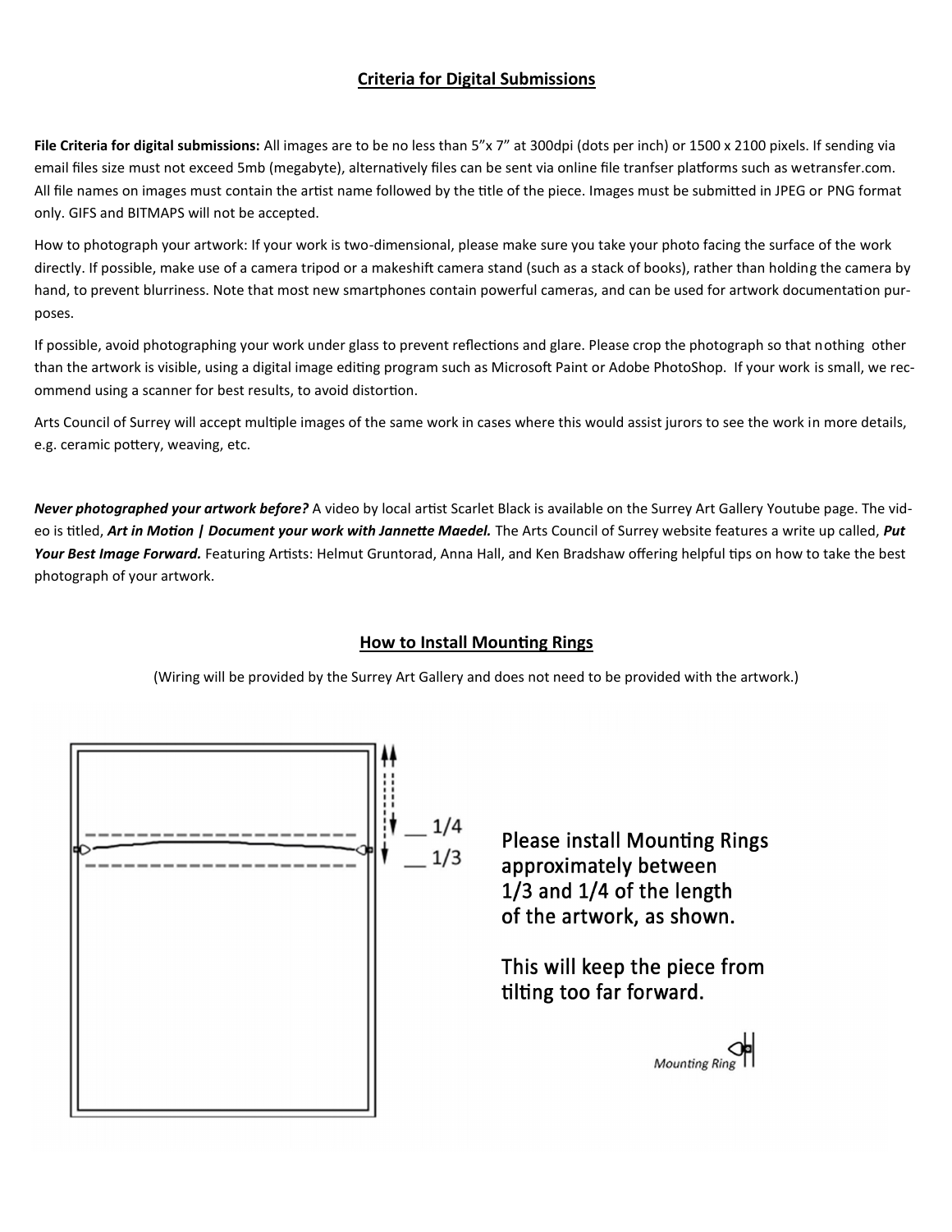## Criteria for Digital Submissions

**File Criteria for digital submissions:** All images are to be no less than 5"x 7" at 300dpi (dots per inch) or 1500 x 2100 pixels. If sending via email files size must not exceed 5mb (megabyte), alternatively files can be sent via online file tranfser platforms such as wetransfer.com. All file names on images must contain the artist name followed by the title of the piece. Images must be submitted in JPEG or PNG format only. GIFS and BITMAPS will not be accepted.

How to photograph your artwork: If your work is two-dimensional, please make sure you take your photo facing the surface of the work directly. If possible, make use of a camera tripod or a makeshift camera stand (such as a stack of books), rather than holding the camera by hand, to prevent blurriness. Note that most new smartphones contain powerful cameras, and can be used for artwork documentation purposes.

If possible, avoid photographing your work under glass to prevent reflections and glare. Please crop the photograph so that nothing other than the artwork is visible, using a digital image editing program such as Microsoft Paint or Adobe PhotoShop. If your work is small, we recommend using a scanner for best results, to avoid distortion.

Arts Council of Surrey will accept multiple images of the same work in cases where this would assist jurors to see the work in more details, e.g. ceramic pottery, weaving, etc.

***Never photographed your artwork before?*** A video by local artist Scarlet Black is available on the Surrey Art Gallery Youtube page. The video is titled, ***Art in Motion | Document your work with Jannette Maedel.*** The Arts Council of Surrey website features a write up called, ***Put Your Best Image Forward.*** Featuring Artists: Helmut Gruntorad, Anna Hall, and Ken Bradshaw offering helpful tips on how to take the best photograph of your artwork.

## How to Install Mounting Rings

(Wiring will be provided by the Surrey Art Gallery and does not need to be provided with the artwork.)

1/4

1/3

Please install Mounting Rings approximately between 1/3 and 1/4 of the length of the artwork, as shown.

This will keep the piece from tilting too far forward.

*Mounting Ring*